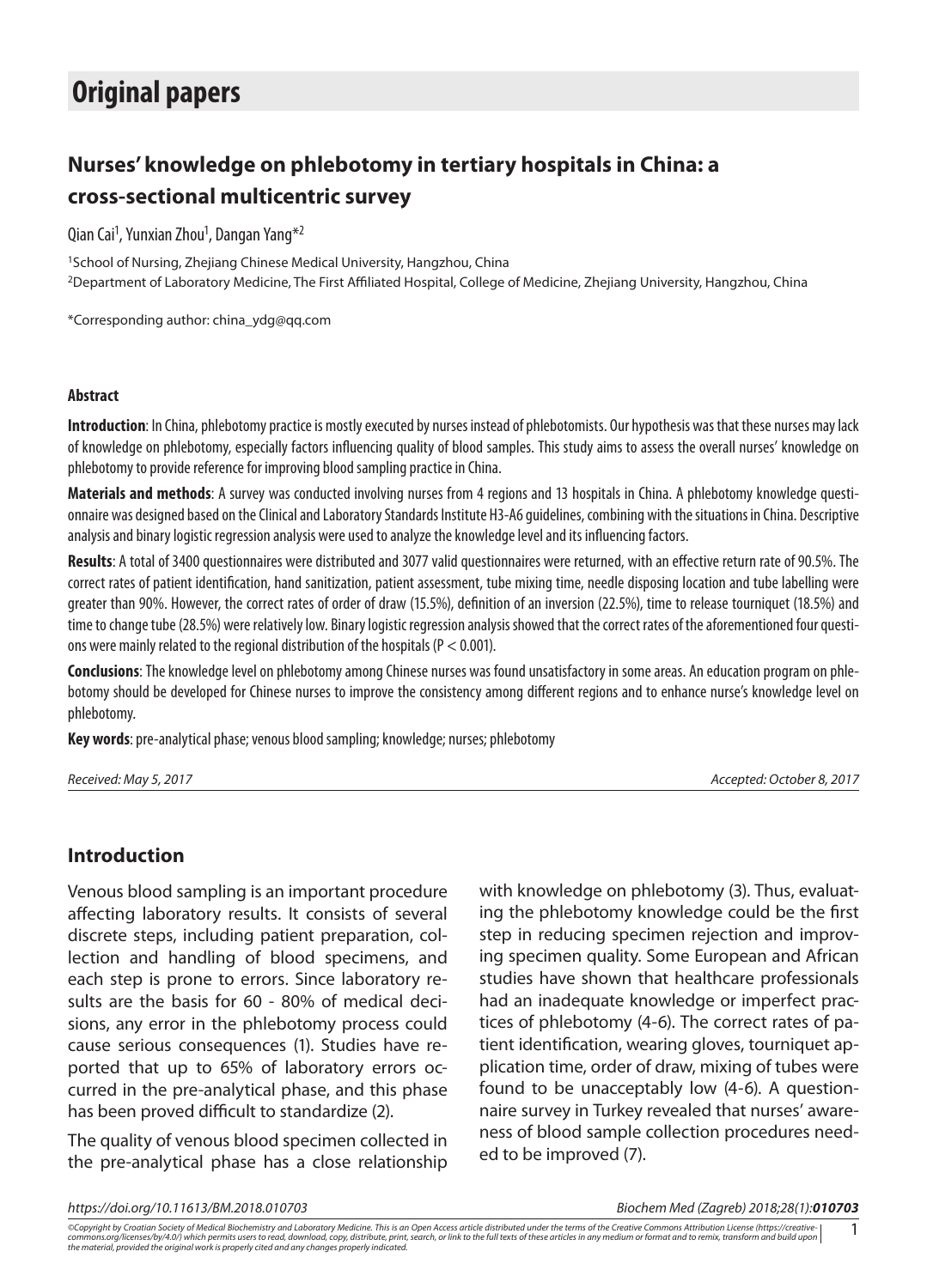# Original papers

## Nurses' knowledge on phlebotomy in tertiary hospitals in China: a cross-sectional multicentric survey

Qian Cai[1], Yunxian Zhou[1], Dangan Yang*[2]

[1]School of Nursing, Zhejiang Chinese Medical University, Hangzhou, China

[2]Department of Laboratory Medicine, The First Affiliated Hospital, College of Medicine, Zhejiang University, Hangzhou, China

*Corresponding author: china_ydg@qq.com

### Abstract

**Introduction**: In China, phlebotomy practice is mostly executed by nurses instead of phlebotomists. Our hypothesis was that these nurses may lack of knowledge on phlebotomy, especially factors influencing quality of blood samples. This study aims to assess the overall nurses' knowledge on phlebotomy to provide reference for improving blood sampling practice in China.

**Materials and methods**: A survey was conducted involving nurses from 4 regions and 13 hospitals in China. A phlebotomy knowledge questionnaire was designed based on the Clinical and Laboratory Standards Institute H3-A6 guidelines, combining with the situations in China. Descriptive analysis and binary logistic regression analysis were used to analyze the knowledge level and its influencing factors.

**Results**: A total of 3400 questionnaires were distributed and 3077 valid questionnaires were returned, with an effective return rate of 90.5%. The correct rates of patient identification, hand sanitization, patient assessment, tube mixing time, needle disposing location and tube labelling were greater than 90%. However, the correct rates of order of draw (15.5%), definition of an inversion (22.5%), time to release tourniquet (18.5%) and time to change tube (28.5%) were relatively low. Binary logistic regression analysis showed that the correct rates of the aforementioned four questions were mainly related to the regional distribution of the hospitals ($P < 0.001$).

**Conclusions**: The knowledge level on phlebotomy among Chinese nurses was found unsatisfactory in some areas. An education program on phlebotomy should be developed for Chinese nurses to improve the consistency among different regions and to enhance nurse's knowledge level on phlebotomy.

**Key words**: pre-analytical phase; venous blood sampling; knowledge; nurses; phlebotomy

*Received: May 5, 2017* *Accepted: October 8, 2017*

## Introduction

Venous blood sampling is an important procedure affecting laboratory results. It consists of several discrete steps, including patient preparation, collection and handling of blood specimens, and each step is prone to errors. Since laboratory results are the basis for 60 - 80% of medical decisions, any error in the phlebotomy process could cause serious consequences (1). Studies have reported that up to 65% of laboratory errors occurred in the pre-analytical phase, and this phase has been proved difficult to standardize (2).

The quality of venous blood specimen collected in the pre-analytical phase has a close relationship with knowledge on phlebotomy (3). Thus, evaluating the phlebotomy knowledge could be the first step in reducing specimen rejection and improving specimen quality. Some European and African studies have shown that healthcare professionals had an inadequate knowledge or imperfect practices of phlebotomy (4-6). The correct rates of patient identification, wearing gloves, tourniquet application time, order of draw, mixing of tubes were found to be unacceptably low (4-6). A questionnaire survey in Turkey revealed that nurses' awareness of blood sample collection procedures needed to be improved (7).

https://doi.org/10.11613/BM.2018.010703

©Copyright by Croatian Society of Medical Biochemistry and Laboratory Medicine. This is an Open Access article distributed under the terms of the Creative Commons Attribution License (https://creativecommons.org/licenses/by/4.0/) which permits users to read, download, copy, distribute, print, search, or link to the full texts of these articles in any medium or format and to remix, transform and build upon the material, provided the original work is properly cited and any changes properly indicated.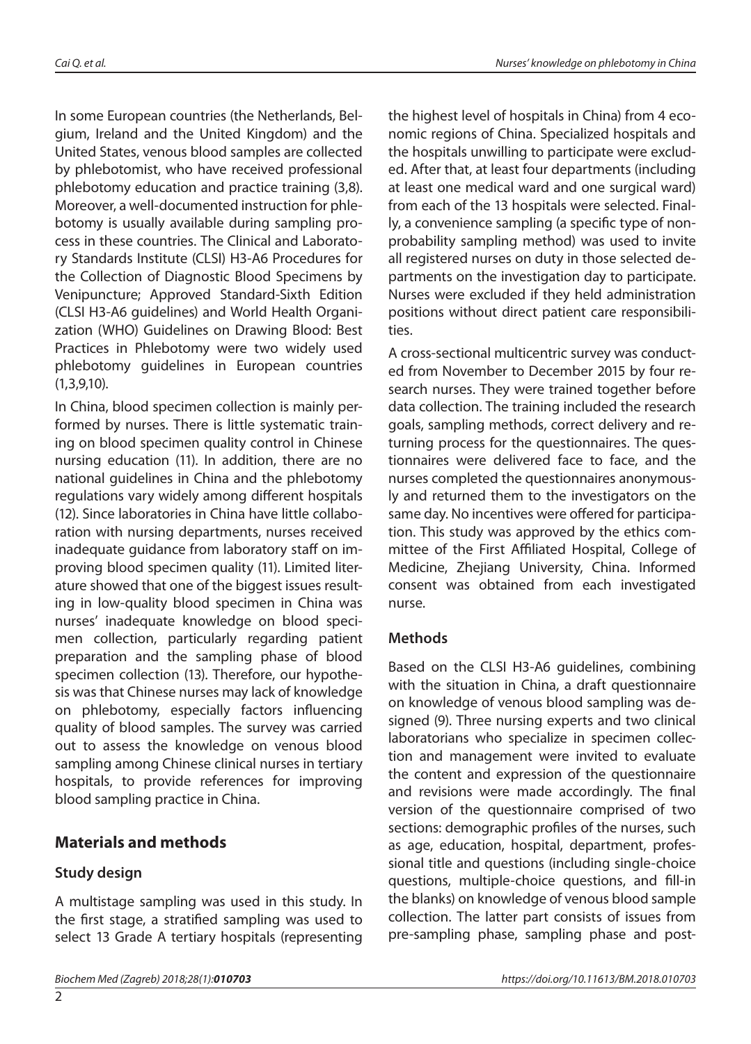In some European countries (the Netherlands, Belgium, Ireland and the United Kingdom) and the United States, venous blood samples are collected by phlebotomist, who have received professional phlebotomy education and practice training (3,8). Moreover, a well-documented instruction for phlebotomy is usually available during sampling process in these countries. The Clinical and Laboratory Standards Institute (CLSI) H3-A6 Procedures for the Collection of Diagnostic Blood Specimens by Venipuncture; Approved Standard-Sixth Edition (CLSI H3-A6 guidelines) and World Health Organization (WHO) Guidelines on Drawing Blood: Best Practices in Phlebotomy were two widely used phlebotomy guidelines in European countries (1,3,9,10).

In China, blood specimen collection is mainly performed by nurses. There is little systematic training on blood specimen quality control in Chinese nursing education (11). In addition, there are no national guidelines in China and the phlebotomy regulations vary widely among different hospitals (12). Since laboratories in China have little collaboration with nursing departments, nurses received inadequate guidance from laboratory staff on improving blood specimen quality (11). Limited literature showed that one of the biggest issues resulting in low-quality blood specimen in China was nurses' inadequate knowledge on blood specimen collection, particularly regarding patient preparation and the sampling phase of blood specimen collection (13). Therefore, our hypothesis was that Chinese nurses may lack of knowledge on phlebotomy, especially factors influencing quality of blood samples. The survey was carried out to assess the knowledge on venous blood sampling among Chinese clinical nurses in tertiary hospitals, to provide references for improving blood sampling practice in China.

## Materials and methods

### Study design

A multistage sampling was used in this study. In the first stage, a stratified sampling was used to select 13 Grade A tertiary hospitals (representing the highest level of hospitals in China) from 4 economic regions of China. Specialized hospitals and the hospitals unwilling to participate were excluded. After that, at least four departments (including at least one medical ward and one surgical ward) from each of the 13 hospitals were selected. Finally, a convenience sampling (a specific type of non-probability sampling method) was used to invite all registered nurses on duty in those selected departments on the investigation day to participate. Nurses were excluded if they held administration positions without direct patient care responsibilities.

A cross-sectional multicentric survey was conducted from November to December 2015 by four research nurses. They were trained together before data collection. The training included the research goals, sampling methods, correct delivery and returning process for the questionnaires. The questionnaires were delivered face to face, and the nurses completed the questionnaires anonymously and returned them to the investigators on the same day. No incentives were offered for participation. This study was approved by the ethics committee of the First Affiliated Hospital, College of Medicine, Zhejiang University, China. Informed consent was obtained from each investigated nurse.

### Methods

Based on the CLSI H3-A6 guidelines, combining with the situation in China, a draft questionnaire on knowledge of venous blood sampling was designed (9). Three nursing experts and two clinical laboratorians who specialize in specimen collection and management were invited to evaluate the content and expression of the questionnaire and revisions were made accordingly. The final version of the questionnaire comprised of two sections: demographic profiles of the nurses, such as age, education, hospital, department, professional title and questions (including single-choice questions, multiple-choice questions, and fill-in the blanks) on knowledge of venous blood sample collection. The latter part consists of issues from pre-sampling phase, sampling phase and post-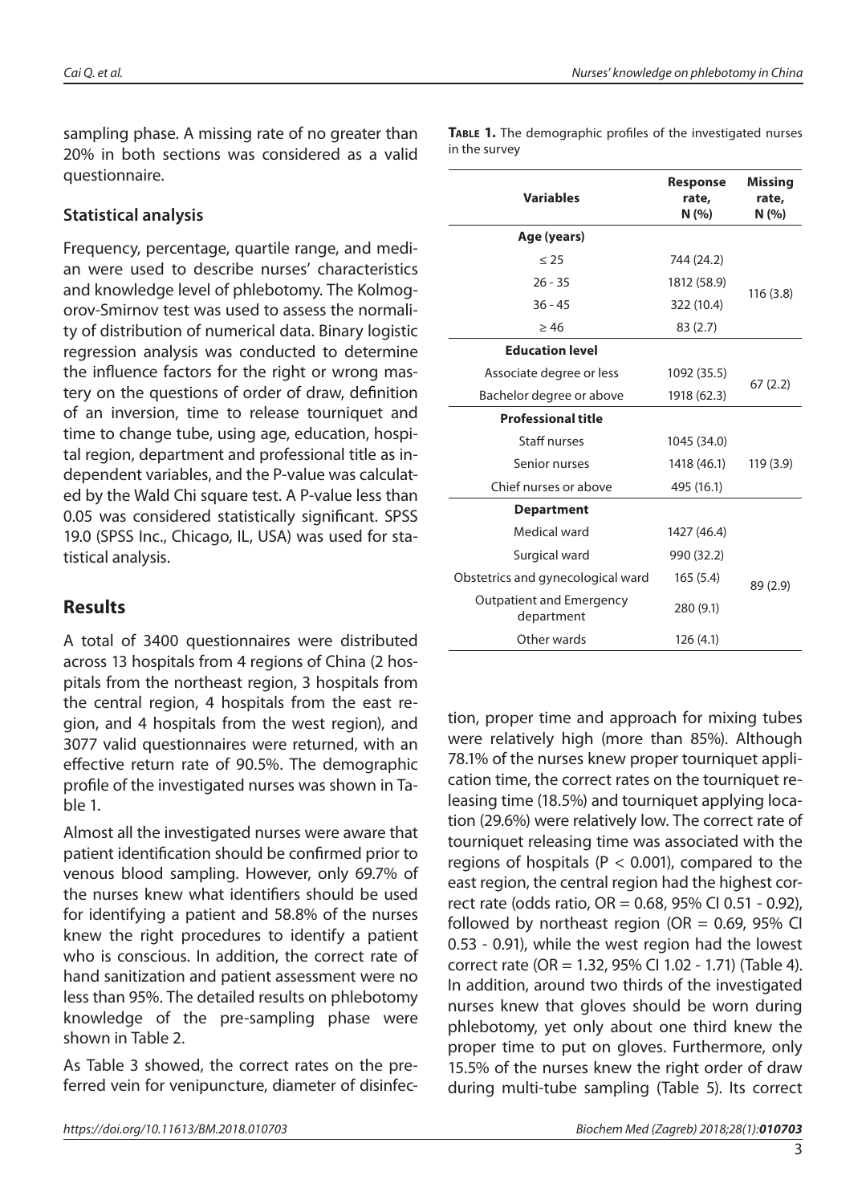sampling phase. A missing rate of no greater than 20% in both sections was considered as a valid questionnaire.

## Statistical analysis

Frequency, percentage, quartile range, and median were used to describe nurses' characteristics and knowledge level of phlebotomy. The Kolmogorov-Smirnov test was used to assess the normality of distribution of numerical data. Binary logistic regression analysis was conducted to determine the influence factors for the right or wrong mastery on the questions of order of draw, definition of an inversion, time to release tourniquet and time to change tube, using age, education, hospital region, department and professional title as independent variables, and the P-value was calculated by the Wald Chi square test. A P-value less than 0.05 was considered statistically significant. SPSS 19.0 (SPSS Inc., Chicago, IL, USA) was used for statistical analysis.

# Results

A total of 3400 questionnaires were distributed across 13 hospitals from 4 regions of China (2 hospitals from the northeast region, 3 hospitals from the central region, 4 hospitals from the east region, and 4 hospitals from the west region), and 3077 valid questionnaires were returned, with an effective return rate of 90.5%. The demographic profile of the investigated nurses was shown in Table 1.

**Table 1.** The demographic profiles of the investigated nurses in the survey

| Variables | Response rate, N (%) | Missing rate, N (%) |
|---|---|---|
| **Age (years)** | | |
| ≤ 25 | 744 (24.2) | 116 (3.8) |
| 26 - 35 | 1812 (58.9) | |
| 36 - 45 | 322 (10.4) | |
| ≥ 46 | 83 (2.7) | |
| **Education level** | | |
| Associate degree or less | 1092 (35.5) | 67 (2.2) |
| Bachelor degree or above | 1918 (62.3) | |
| **Professional title** | | |
| Staff nurses | 1045 (34.0) | 119 (3.9) |
| Senior nurses | 1418 (46.1) | |
| Chief nurses or above | 495 (16.1) | |
| **Department** | | |
| Medical ward | 1427 (46.4) | 89 (2.9) |
| Surgical ward | 990 (32.2) | |
| Obstetrics and gynecological ward | 165 (5.4) | |
| Outpatient and Emergency department | 280 (9.1) | |
| Other wards | 126 (4.1) | |

Almost all the investigated nurses were aware that patient identification should be confirmed prior to venous blood sampling. However, only 69.7% of the nurses knew what identifiers should be used for identifying a patient and 58.8% of the nurses knew the right procedures to identify a patient who is conscious. In addition, the correct rate of hand sanitization and patient assessment were no less than 95%. The detailed results on phlebotomy knowledge of the pre-sampling phase were shown in Table 2.

As Table 3 showed, the correct rates on the preferred vein for venipuncture, diameter of disinfection, proper time and approach for mixing tubes were relatively high (more than 85%). Although 78.1% of the nurses knew proper tourniquet application time, the correct rates on the tourniquet releasing time (18.5%) and tourniquet applying location (29.6%) were relatively low. The correct rate of tourniquet releasing time was associated with the regions of hospitals (P < 0.001), compared to the east region, the central region had the highest correct rate (odds ratio, OR = 0.68, 95% CI 0.51 - 0.92), followed by northeast region (OR = 0.69, 95% CI 0.53 - 0.91), while the west region had the lowest correct rate (OR = 1.32, 95% CI 1.02 - 1.71) (Table 4). In addition, around two thirds of the investigated nurses knew that gloves should be worn during phlebotomy, yet only about one third knew the proper time to put on gloves. Furthermore, only 15.5% of the nurses knew the right order of draw during multi-tube sampling (Table 5). Its correct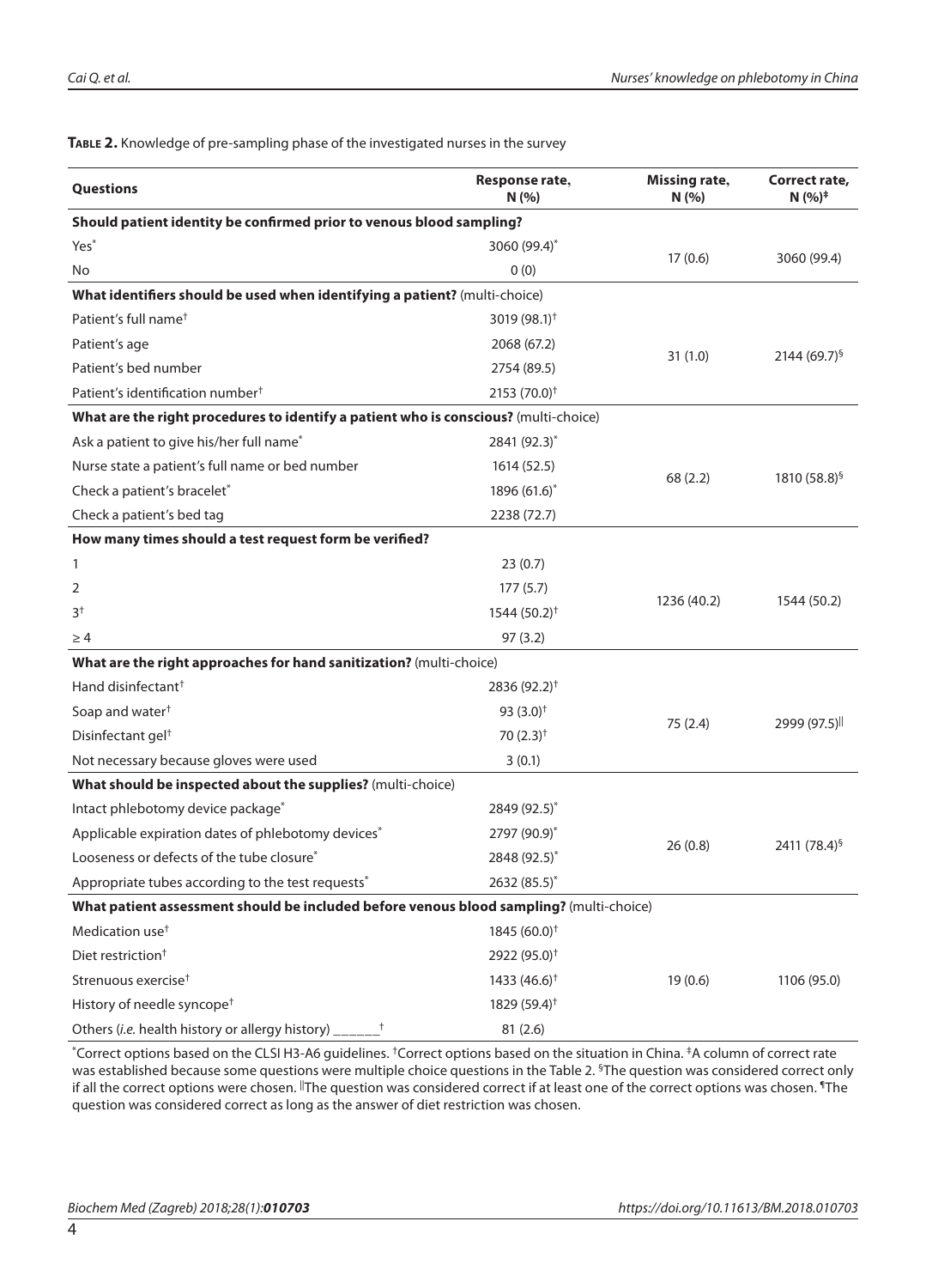**Table 2.** Knowledge of pre-sampling phase of the investigated nurses in the survey

| Questions | Response rate, N (%) | Missing rate, N (%) | Correct rate, N (%)‡ |
|---|---|---|---|
| **Should patient identity be confirmed prior to venous blood sampling?** | | | |
| Yes* | 3060 (99.4)* | 17 (0.6) | 3060 (99.4) |
| No | 0 (0) | | |
| **What identifiers should be used when identifying a patient?** (multi-choice) | | | |
| Patient's full name† | 3019 (98.1)† | 31 (1.0) | 2144 (69.7)§ |
| Patient's age | 2068 (67.2) | | |
| Patient's bed number | 2754 (89.5) | | |
| Patient's identification number† | 2153 (70.0)† | | |
| **What are the right procedures to identify a patient who is conscious?** (multi-choice) | | | |
| Ask a patient to give his/her full name* | 2841 (92.3)* | 68 (2.2) | 1810 (58.8)§ |
| Nurse state a patient's full name or bed number | 1614 (52.5) | | |
| Check a patient's bracelet* | 1896 (61.6)* | | |
| Check a patient's bed tag | 2238 (72.7) | | |
| **How many times should a test request form be verified?** | | | |
| 1 | 23 (0.7) | 1236 (40.2) | 1544 (50.2) |
| 2 | 177 (5.7) | | |
| 3† | 1544 (50.2)† | | |
| ≥ 4 | 97 (3.2) | | |
| **What are the right approaches for hand sanitization?** (multi-choice) | | | |
| Hand disinfectant† | 2836 (92.2)† | 75 (2.4) | 2999 (97.5)‖ |
| Soap and water† | 93 (3.0)† | | |
| Disinfectant gel† | 70 (2.3)† | | |
| Not necessary because gloves were used | 3 (0.1) | | |
| **What should be inspected about the supplies?** (multi-choice) | | | |
| Intact phlebotomy device package* | 2849 (92.5)* | 26 (0.8) | 2411 (78.4)§ |
| Applicable expiration dates of phlebotomy devices* | 2797 (90.9)* | | |
| Looseness or defects of the tube closure* | 2848 (92.5)* | | |
| Appropriate tubes according to the test requests* | 2632 (85.5)* | | |
| **What patient assessment should be included before venous blood sampling?** (multi-choice) | | | |
| Medication use† | 1845 (60.0)† | 19 (0.6) | 1106 (95.0) |
| Diet restriction† | 2922 (95.0)† | | |
| Strenuous exercise† | 1433 (46.6)† | | |
| History of needle syncope† | 1829 (59.4)† | | |
| Others (*i.e.* health history or allergy history) ______† | 81 (2.6) | | |

*Correct options based on the CLSI H3-A6 guidelines. †Correct options based on the situation in China. ‡A column of correct rate was established because some questions were multiple choice questions in the Table 2. §The question was considered correct only if all the correct options were chosen. ‖The question was considered correct if at least one of the correct options was chosen. ¶The question was considered correct as long as the answer of diet restriction was chosen.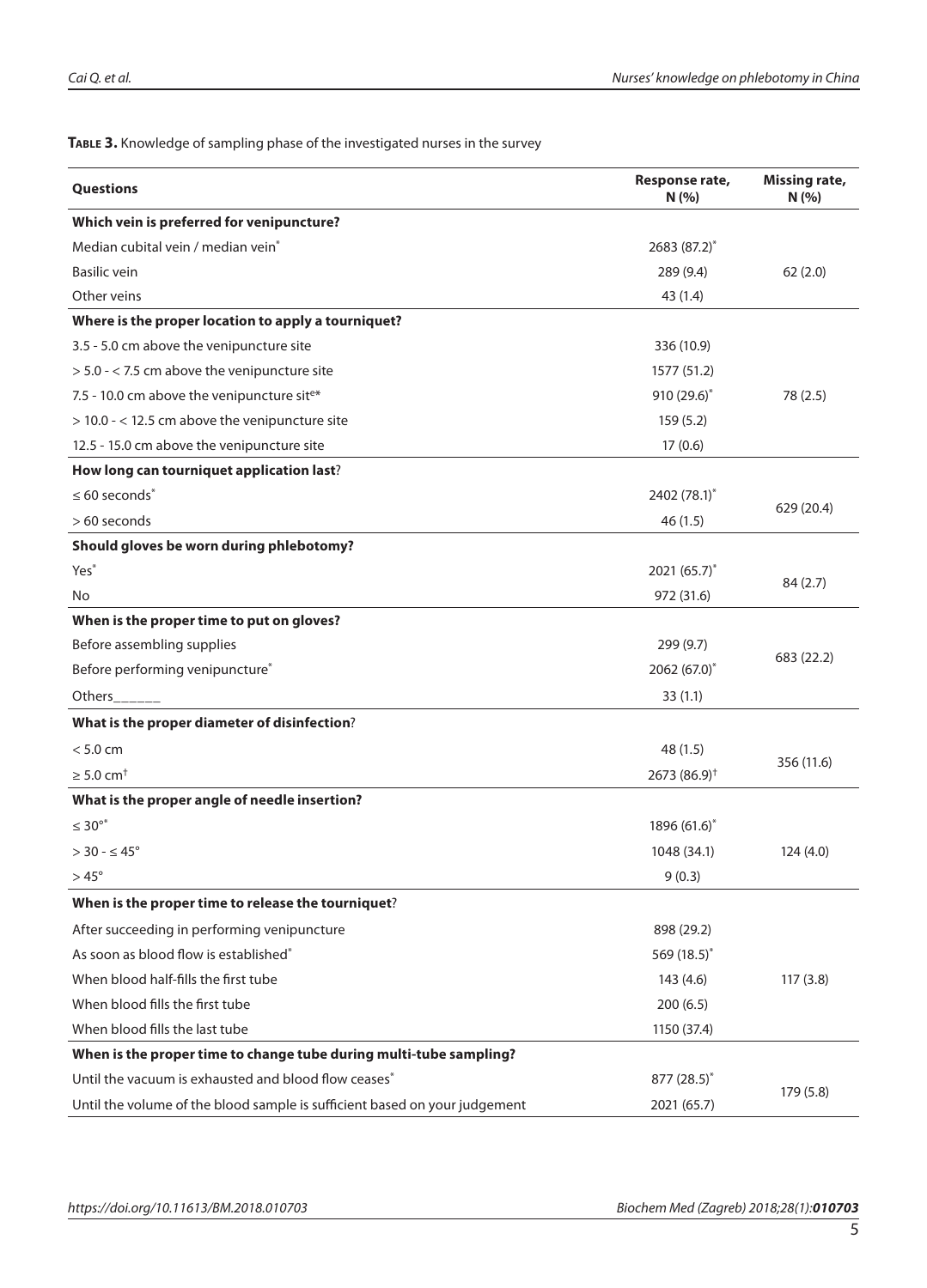**Table 3.** Knowledge of sampling phase of the investigated nurses in the survey

| Questions | Response rate, N (%) | Missing rate, N (%) |
|---|---|---|
| **Which vein is preferred for venipuncture?** | | |
| Median cubital vein / median vein* | 2683 (87.2)* | 62 (2.0) |
| Basilic vein | 289 (9.4) | |
| Other veins | 43 (1.4) | |
| **Where is the proper location to apply a tourniquet?** | | |
| 3.5 - 5.0 cm above the venipuncture site | 336 (10.9) | 78 (2.5) |
| > 5.0 - < 7.5 cm above the venipuncture site | 1577 (51.2) | |
| 7.5 - 10.0 cm above the venipuncture site* | 910 (29.6)* | |
| > 10.0 - < 12.5 cm above the venipuncture site | 159 (5.2) | |
| 12.5 - 15.0 cm above the venipuncture site | 17 (0.6) | |
| **How long can tourniquet application last?** | | |
| ≤ 60 seconds* | 2402 (78.1)* | 629 (20.4) |
| > 60 seconds | 46 (1.5) | |
| **Should gloves be worn during phlebotomy?** | | |
| Yes* | 2021 (65.7)* | 84 (2.7) |
| No | 972 (31.6) | |
| **When is the proper time to put on gloves?** | | |
| Before assembling supplies | 299 (9.7) | 683 (22.2) |
| Before performing venipuncture* | 2062 (67.0)* | |
| Others______ | 33 (1.1) | |
| **What is the proper diameter of disinfection?** | | |
| < 5.0 cm | 48 (1.5) | 356 (11.6) |
| ≥ 5.0 cm† | 2673 (86.9)† | |
| **What is the proper angle of needle insertion?** | | |
| ≤ 30°* | 1896 (61.6)* | 124 (4.0) |
| > 30 - ≤ 45° | 1048 (34.1) | |
| > 45° | 9 (0.3) | |
| **When is the proper time to release the tourniquet?** | | |
| After succeeding in performing venipuncture | 898 (29.2) | 117 (3.8) |
| As soon as blood flow is established* | 569 (18.5)* | |
| When blood half-fills the first tube | 143 (4.6) | |
| When blood fills the first tube | 200 (6.5) | |
| When blood fills the last tube | 1150 (37.4) | |
| **When is the proper time to change tube during multi-tube sampling?** | | |
| Until the vacuum is exhausted and blood flow ceases* | 877 (28.5)* | 179 (5.8) |
| Until the volume of the blood sample is sufficient based on your judgement | 2021 (65.7) | |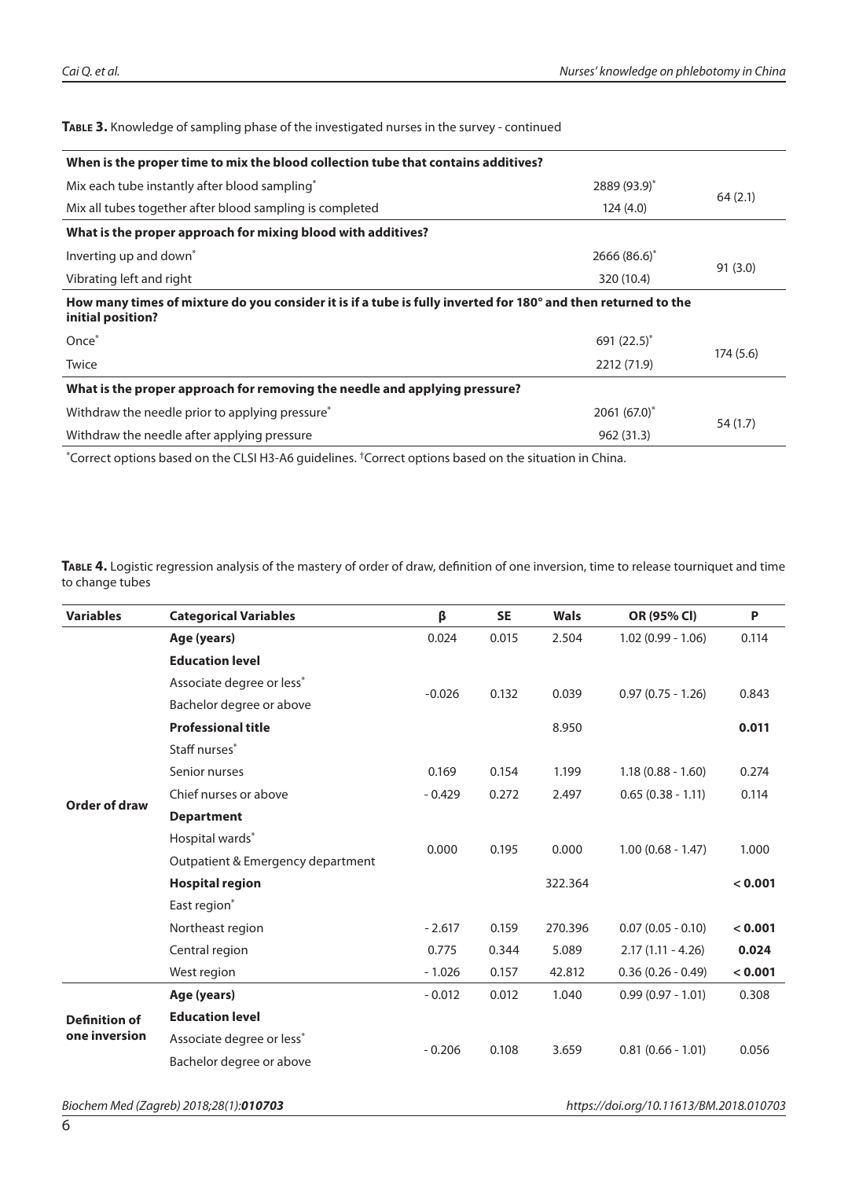**Table 3.** Knowledge of sampling phase of the investigated nurses in the survey - continued

| | | |
|---|---|---|
| **When is the proper time to mix the blood collection tube that contains additives?** | | |
| Mix each tube instantly after blood sampling* | 2889 (93.9)* | 64 (2.1) |
| Mix all tubes together after blood sampling is completed | 124 (4.0) | |
| **What is the proper approach for mixing blood with additives?** | | |
| Inverting up and down* | 2666 (86.6)* | 91 (3.0) |
| Vibrating left and right | 320 (10.4) | |
| **How many times of mixture do you consider it is if a tube is fully inverted for 180° and then returned to the initial position?** | | |
| Once* | 691 (22.5)* | 174 (5.6) |
| Twice | 2212 (71.9) | |
| **What is the proper approach for removing the needle and applying pressure?** | | |
| Withdraw the needle prior to applying pressure* | 2061 (67.0)* | 54 (1.7) |
| Withdraw the needle after applying pressure | 962 (31.3) | |

*Correct options based on the CLSI H3-A6 guidelines. †Correct options based on the situation in China.

**Table 4.** Logistic regression analysis of the mastery of order of draw, definition of one inversion, time to release tourniquet and time to change tubes

| Variables | Categorical Variables | β | SE | Wals | OR (95% CI) | P |
|---|---|---|---|---|---|---|
| Order of draw | **Age (years)** | 0.024 | 0.015 | 2.504 | 1.02 (0.99 - 1.06) | 0.114 |
| | **Education level** | | | | | |
| | Associate degree or less* | -0.026 | 0.132 | 0.039 | 0.97 (0.75 - 1.26) | 0.843 |
| | Bachelor degree or above | | | | | |
| | **Professional title** | | | 8.950 | | **0.011** |
| | Staff nurses* | | | | | |
| | Senior nurses | 0.169 | 0.154 | 1.199 | 1.18 (0.88 - 1.60) | 0.274 |
| | Chief nurses or above | - 0.429 | 0.272 | 2.497 | 0.65 (0.38 - 1.11) | 0.114 |
| | **Department** | | | | | |
| | Hospital wards* | 0.000 | 0.195 | 0.000 | 1.00 (0.68 - 1.47) | 1.000 |
| | Outpatient & Emergency department | | | | | |
| | **Hospital region** | | | 322.364 | | **< 0.001** |
| | East region* | | | | | |
| | Northeast region | - 2.617 | 0.159 | 270.396 | 0.07 (0.05 - 0.10) | **< 0.001** |
| | Central region | 0.775 | 0.344 | 5.089 | 2.17 (1.11 - 4.26) | **0.024** |
| | West region | - 1.026 | 0.157 | 42.812 | 0.36 (0.26 - 0.49) | **< 0.001** |
| Definition of one inversion | **Age (years)** | - 0.012 | 0.012 | 1.040 | 0.99 (0.97 - 1.01) | 0.308 |
| | **Education level** | | | | | |
| | Associate degree or less* | - 0.206 | 0.108 | 3.659 | 0.81 (0.66 - 1.01) | 0.056 |
| | Bachelor degree or above | | | | | |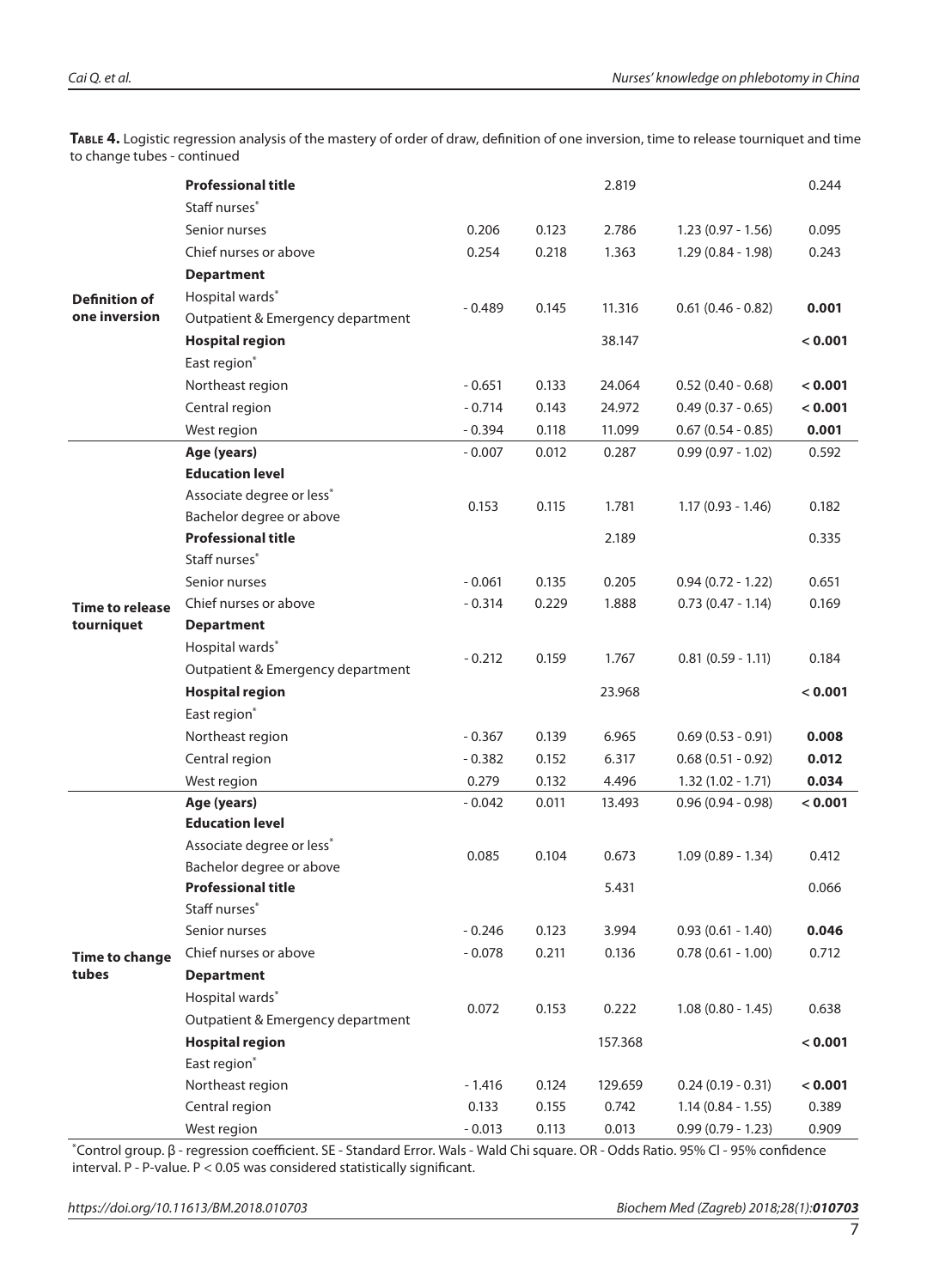**Table 4.** Logistic regression analysis of the mastery of order of draw, definition of one inversion, time to release tourniquet and time to change tubes - continued

| | | β | SE | Wals | OR (95% CI) | P |
|---|---|---|---|---|---|---|
| **Definition of one inversion** | **Professional title** | | | 2.819 | | 0.244 |
| | Staff nurses* | | | | | |
| | Senior nurses | 0.206 | 0.123 | 2.786 | 1.23 (0.97 - 1.56) | 0.095 |
| | Chief nurses or above | 0.254 | 0.218 | 1.363 | 1.29 (0.84 - 1.98) | 0.243 |
| | **Department** | | | | | |
| | Hospital wards* / Outpatient & Emergency department | - 0.489 | 0.145 | 11.316 | 0.61 (0.46 - 0.82) | **0.001** |
| | **Hospital region** | | | 38.147 | | **< 0.001** |
| | East region* | | | | | |
| | Northeast region | - 0.651 | 0.133 | 24.064 | 0.52 (0.40 - 0.68) | **< 0.001** |
| | Central region | - 0.714 | 0.143 | 24.972 | 0.49 (0.37 - 0.65) | **< 0.001** |
| | West region | - 0.394 | 0.118 | 11.099 | 0.67 (0.54 - 0.85) | **0.001** |
| **Time to release tourniquet** | **Age (years)** | - 0.007 | 0.012 | 0.287 | 0.99 (0.97 - 1.02) | 0.592 |
| | **Education level** | | | | | |
| | Associate degree or less* / Bachelor degree or above | 0.153 | 0.115 | 1.781 | 1.17 (0.93 - 1.46) | 0.182 |
| | **Professional title** | | | 2.189 | | 0.335 |
| | Staff nurses* | | | | | |
| | Senior nurses | - 0.061 | 0.135 | 0.205 | 0.94 (0.72 - 1.22) | 0.651 |
| | Chief nurses or above | - 0.314 | 0.229 | 1.888 | 0.73 (0.47 - 1.14) | 0.169 |
| | **Department** | | | | | |
| | Hospital wards* / Outpatient & Emergency department | - 0.212 | 0.159 | 1.767 | 0.81 (0.59 - 1.11) | 0.184 |
| | **Hospital region** | | | 23.968 | | **< 0.001** |
| | East region* | | | | | |
| | Northeast region | - 0.367 | 0.139 | 6.965 | 0.69 (0.53 - 0.91) | **0.008** |
| | Central region | - 0.382 | 0.152 | 6.317 | 0.68 (0.51 - 0.92) | **0.012** |
| | West region | 0.279 | 0.132 | 4.496 | 1.32 (1.02 - 1.71) | **0.034** |
| **Time to change tubes** | **Age (years)** | - 0.042 | 0.011 | 13.493 | 0.96 (0.94 - 0.98) | **< 0.001** |
| | **Education level** | | | | | |
| | Associate degree or less* / Bachelor degree or above | 0.085 | 0.104 | 0.673 | 1.09 (0.89 - 1.34) | 0.412 |
| | **Professional title** | | | 5.431 | | 0.066 |
| | Staff nurses* | | | | | |
| | Senior nurses | - 0.246 | 0.123 | 3.994 | 0.93 (0.61 - 1.40) | **0.046** |
| | Chief nurses or above | - 0.078 | 0.211 | 0.136 | 0.78 (0.61 - 1.00) | 0.712 |
| | **Department** | | | | | |
| | Hospital wards* / Outpatient & Emergency department | 0.072 | 0.153 | 0.222 | 1.08 (0.80 - 1.45) | 0.638 |
| | **Hospital region** | | | 157.368 | | **< 0.001** |
| | East region* | | | | | |
| | Northeast region | - 1.416 | 0.124 | 129.659 | 0.24 (0.19 - 0.31) | **< 0.001** |
| | Central region | 0.133 | 0.155 | 0.742 | 1.14 (0.84 - 1.55) | 0.389 |
| | West region | - 0.013 | 0.113 | 0.013 | 0.99 (0.79 - 1.23) | 0.909 |

*Control group. β - regression coefficient. SE - Standard Error. Wals - Wald Chi square. OR - Odds Ratio. 95% CI - 95% confidence interval. P - P-value. $P < 0.05$ was considered statistically significant.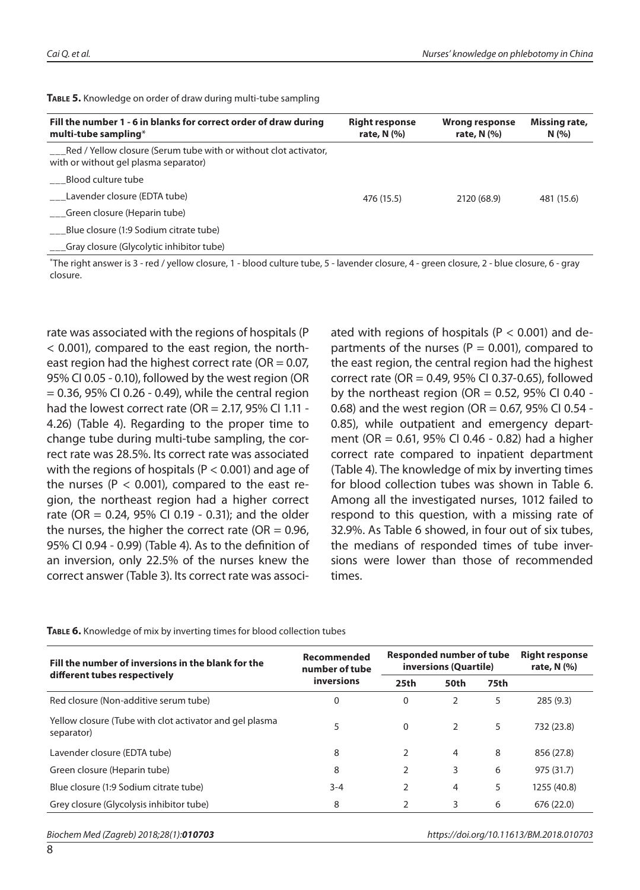**Table 5.** Knowledge on order of draw during multi-tube sampling

| Fill the number 1 - 6 in blanks for correct order of draw during multi-tube sampling* | Right response rate, N (%) | Wrong response rate, N (%) | Missing rate, N (%) |
|---|---|---|---|
| ___Red / Yellow closure (Serum tube with or without clot activator, with or without gel plasma separator)<br>___Blood culture tube<br>___Lavender closure (EDTA tube)<br>___Green closure (Heparin tube)<br>___Blue closure (1:9 Sodium citrate tube)<br>___Gray closure (Glycolytic inhibitor tube) | 476 (15.5) | 2120 (68.9) | 481 (15.6) |

*The right answer is 3 - red / yellow closure, 1 - blood culture tube, 5 - lavender closure, 4 - green closure, 2 - blue closure, 6 - gray closure.

rate was associated with the regions of hospitals (P < 0.001), compared to the east region, the northeast region had the highest correct rate (OR = 0.07, 95% CI 0.05 - 0.10), followed by the west region (OR = 0.36, 95% CI 0.26 - 0.49), while the central region had the lowest correct rate (OR = 2.17, 95% CI 1.11 - 4.26) (Table 4). Regarding to the proper time to change tube during multi-tube sampling, the correct rate was 28.5%. Its correct rate was associated with the regions of hospitals (P < 0.001) and age of the nurses (P < 0.001), compared to the east region, the northeast region had a higher correct rate (OR = 0.24, 95% CI 0.19 - 0.31); and the older the nurses, the higher the correct rate (OR = 0.96, 95% CI 0.94 - 0.99) (Table 4). As to the definition of an inversion, only 22.5% of the nurses knew the correct answer (Table 3). Its correct rate was associated with regions of hospitals (P < 0.001) and departments of the nurses (P = 0.001), compared to the east region, the central region had the highest correct rate (OR = 0.49, 95% CI 0.37-0.65), followed by the northeast region (OR = 0.52, 95% CI 0.40 - 0.68) and the west region (OR = 0.67, 95% CI 0.54 - 0.85), while outpatient and emergency department (OR = 0.61, 95% CI 0.46 - 0.82) had a higher correct rate compared to inpatient department (Table 4). The knowledge of mix by inverting times for blood collection tubes was shown in Table 6. Among all the investigated nurses, 1012 failed to respond to this question, with a missing rate of 32.9%. As Table 6 showed, in four out of six tubes, the medians of responded times of tube inversions were lower than those of recommended times.

**Table 6.** Knowledge of mix by inverting times for blood collection tubes

| Fill the number of inversions in the blank for the different tubes respectively | Recommended number of tube inversions | Responded number of tube inversions (Quartile) | | | Right response rate, N (%) |
|---|---|---|---|---|---|
| | | 25th | 50th | 75th | |
| Red closure (Non-additive serum tube) | 0 | 0 | 2 | 5 | 285 (9.3) |
| Yellow closure (Tube with clot activator and gel plasma separator) | 5 | 0 | 2 | 5 | 732 (23.8) |
| Lavender closure (EDTA tube) | 8 | 2 | 4 | 8 | 856 (27.8) |
| Green closure (Heparin tube) | 8 | 2 | 3 | 6 | 975 (31.7) |
| Blue closure (1:9 Sodium citrate tube) | 3-4 | 2 | 4 | 5 | 1255 (40.8) |
| Grey closure (Glycolysis inhibitor tube) | 8 | 2 | 3 | 6 | 676 (22.0) |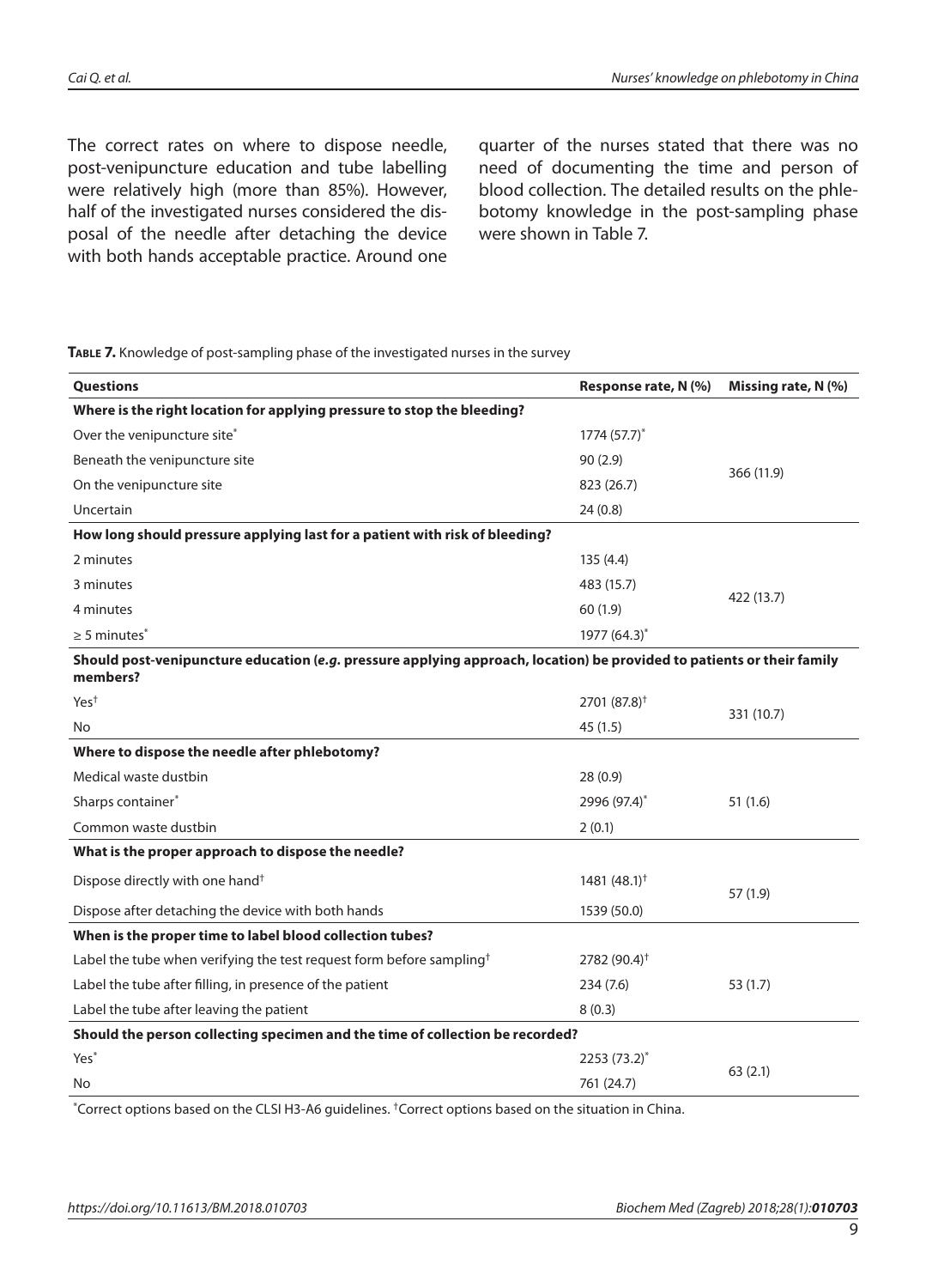The correct rates on where to dispose needle, post-venipuncture education and tube labelling were relatively high (more than 85%). However, half of the investigated nurses considered the disposal of the needle after detaching the device with both hands acceptable practice. Around one quarter of the nurses stated that there was no need of documenting the time and person of blood collection. The detailed results on the phlebotomy knowledge in the post-sampling phase were shown in Table 7.

**Table 7.** Knowledge of post-sampling phase of the investigated nurses in the survey

| Questions | Response rate, N (%) | Missing rate, N (%) |
|---|---|---|
| **Where is the right location for applying pressure to stop the bleeding?** | | |
| Over the venipuncture site* | 1774 (57.7)* | 366 (11.9) |
| Beneath the venipuncture site | 90 (2.9) | |
| On the venipuncture site | 823 (26.7) | |
| Uncertain | 24 (0.8) | |
| **How long should pressure applying last for a patient with risk of bleeding?** | | |
| 2 minutes | 135 (4.4) | 422 (13.7) |
| 3 minutes | 483 (15.7) | |
| 4 minutes | 60 (1.9) | |
| ≥ 5 minutes* | 1977 (64.3)* | |
| **Should post-venipuncture education (*e.g.* pressure applying approach, location) be provided to patients or their family members?** | | |
| Yes† | 2701 (87.8)† | 331 (10.7) |
| No | 45 (1.5) | |
| **Where to dispose the needle after phlebotomy?** | | |
| Medical waste dustbin | 28 (0.9) | 51 (1.6) |
| Sharps container* | 2996 (97.4)* | |
| Common waste dustbin | 2 (0.1) | |
| **What is the proper approach to dispose the needle?** | | |
| Dispose directly with one hand† | 1481 (48.1)† | 57 (1.9) |
| Dispose after detaching the device with both hands | 1539 (50.0) | |
| **When is the proper time to label blood collection tubes?** | | |
| Label the tube when verifying the test request form before sampling† | 2782 (90.4)† | 53 (1.7) |
| Label the tube after filling, in presence of the patient | 234 (7.6) | |
| Label the tube after leaving the patient | 8 (0.3) | |
| **Should the person collecting specimen and the time of collection be recorded?** | | |
| Yes* | 2253 (73.2)* | 63 (2.1) |
| No | 761 (24.7) | |

*Correct options based on the CLSI H3-A6 guidelines. †Correct options based on the situation in China.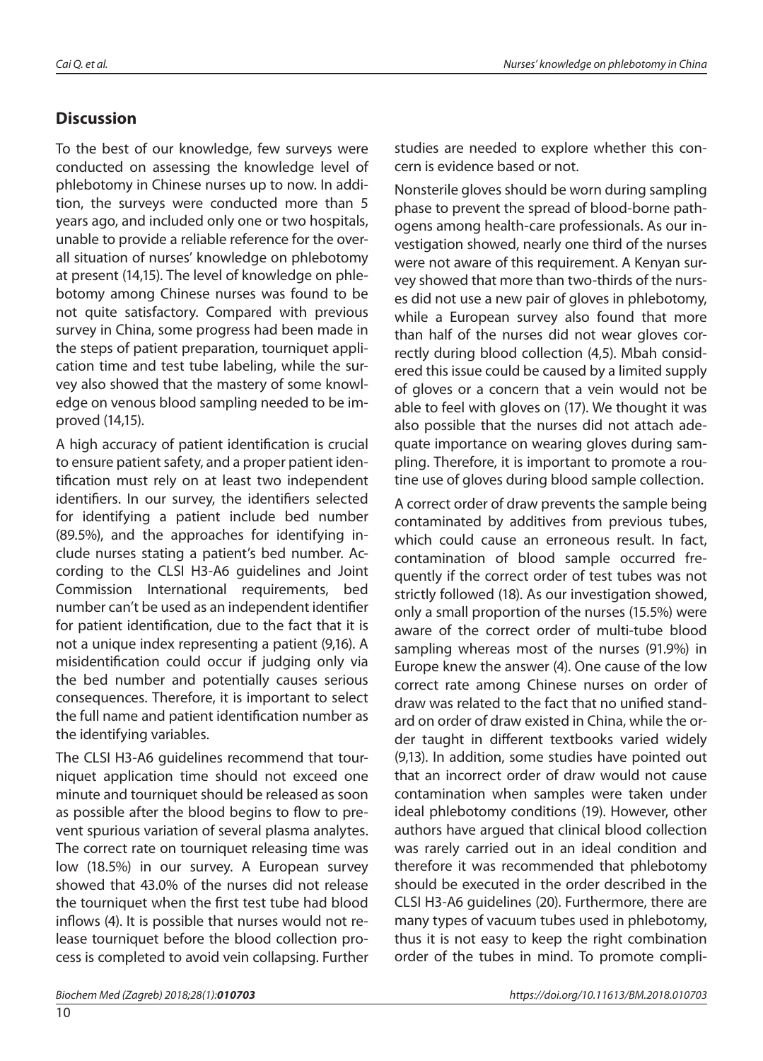## Discussion

To the best of our knowledge, few surveys were conducted on assessing the knowledge level of phlebotomy in Chinese nurses up to now. In addition, the surveys were conducted more than 5 years ago, and included only one or two hospitals, unable to provide a reliable reference for the overall situation of nurses' knowledge on phlebotomy at present (14,15). The level of knowledge on phlebotomy among Chinese nurses was found to be not quite satisfactory. Compared with previous survey in China, some progress had been made in the steps of patient preparation, tourniquet application time and test tube labeling, while the survey also showed that the mastery of some knowledge on venous blood sampling needed to be improved (14,15).

A high accuracy of patient identification is crucial to ensure patient safety, and a proper patient identification must rely on at least two independent identifiers. In our survey, the identifiers selected for identifying a patient include bed number (89.5%), and the approaches for identifying include nurses stating a patient's bed number. According to the CLSI H3-A6 guidelines and Joint Commission International requirements, bed number can't be used as an independent identifier for patient identification, due to the fact that it is not a unique index representing a patient (9,16). A misidentification could occur if judging only via the bed number and potentially causes serious consequences. Therefore, it is important to select the full name and patient identification number as the identifying variables.

The CLSI H3-A6 guidelines recommend that tourniquet application time should not exceed one minute and tourniquet should be released as soon as possible after the blood begins to flow to prevent spurious variation of several plasma analytes. The correct rate on tourniquet releasing time was low (18.5%) in our survey. A European survey showed that 43.0% of the nurses did not release the tourniquet when the first test tube had blood inflows (4). It is possible that nurses would not release tourniquet before the blood collection process is completed to avoid vein collapsing. Further studies are needed to explore whether this concern is evidence based or not.

Nonsterile gloves should be worn during sampling phase to prevent the spread of blood-borne pathogens among health-care professionals. As our investigation showed, nearly one third of the nurses were not aware of this requirement. A Kenyan survey showed that more than two-thirds of the nurses did not use a new pair of gloves in phlebotomy, while a European survey also found that more than half of the nurses did not wear gloves correctly during blood collection (4,5). Mbah considered this issue could be caused by a limited supply of gloves or a concern that a vein would not be able to feel with gloves on (17). We thought it was also possible that the nurses did not attach adequate importance on wearing gloves during sampling. Therefore, it is important to promote a routine use of gloves during blood sample collection.

A correct order of draw prevents the sample being contaminated by additives from previous tubes, which could cause an erroneous result. In fact, contamination of blood sample occurred frequently if the correct order of test tubes was not strictly followed (18). As our investigation showed, only a small proportion of the nurses (15.5%) were aware of the correct order of multi-tube blood sampling whereas most of the nurses (91.9%) in Europe knew the answer (4). One cause of the low correct rate among Chinese nurses on order of draw was related to the fact that no unified standard on order of draw existed in China, while the order taught in different textbooks varied widely (9,13). In addition, some studies have pointed out that an incorrect order of draw would not cause contamination when samples were taken under ideal phlebotomy conditions (19). However, other authors have argued that clinical blood collection was rarely carried out in an ideal condition and therefore it was recommended that phlebotomy should be executed in the order described in the CLSI H3-A6 guidelines (20). Furthermore, there are many types of vacuum tubes used in phlebotomy, thus it is not easy to keep the right combination order of the tubes in mind. To promote compli-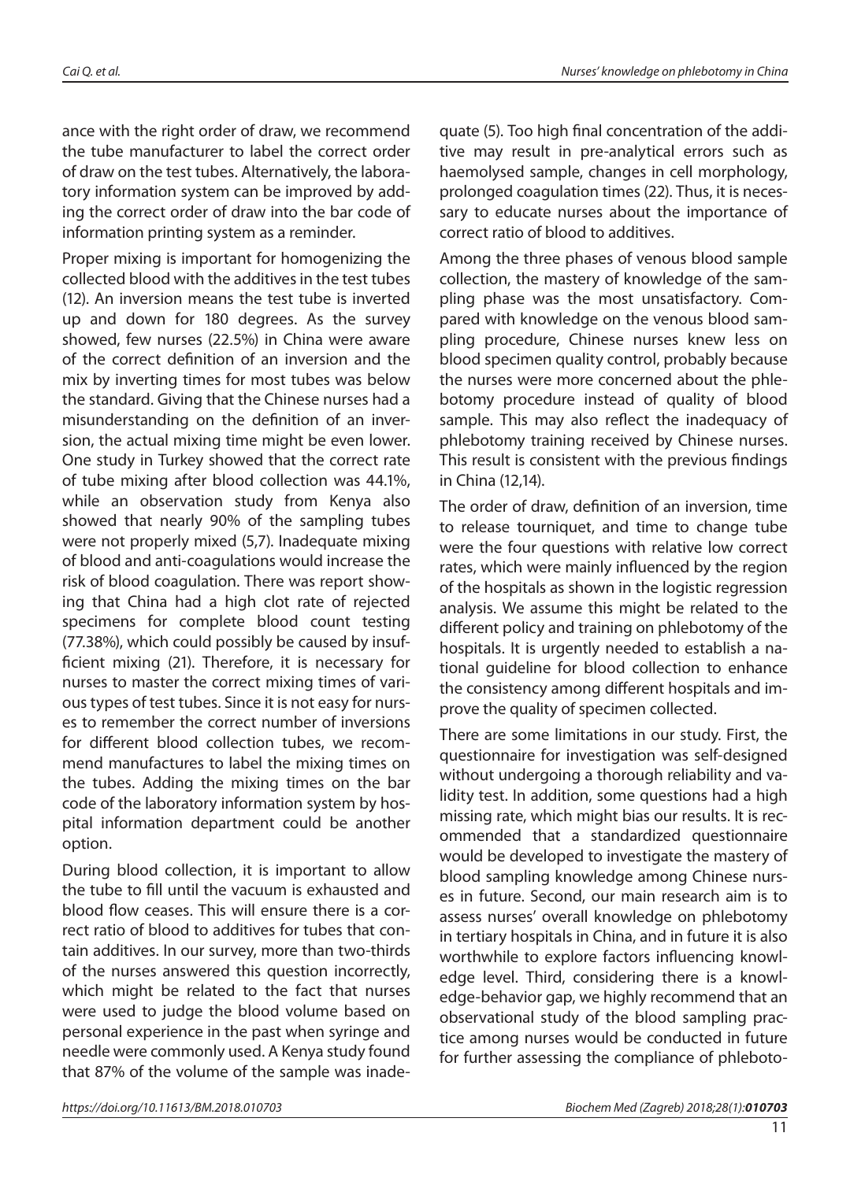ance with the right order of draw, we recommend the tube manufacturer to label the correct order of draw on the test tubes. Alternatively, the laboratory information system can be improved by adding the correct order of draw into the bar code of information printing system as a reminder.

Proper mixing is important for homogenizing the collected blood with the additives in the test tubes (12). An inversion means the test tube is inverted up and down for 180 degrees. As the survey showed, few nurses (22.5%) in China were aware of the correct definition of an inversion and the mix by inverting times for most tubes was below the standard. Giving that the Chinese nurses had a misunderstanding on the definition of an inversion, the actual mixing time might be even lower. One study in Turkey showed that the correct rate of tube mixing after blood collection was 44.1%, while an observation study from Kenya also showed that nearly 90% of the sampling tubes were not properly mixed (5,7). Inadequate mixing of blood and anti-coagulations would increase the risk of blood coagulation. There was report showing that China had a high clot rate of rejected specimens for complete blood count testing (77.38%), which could possibly be caused by insufficient mixing (21). Therefore, it is necessary for nurses to master the correct mixing times of various types of test tubes. Since it is not easy for nurses to remember the correct number of inversions for different blood collection tubes, we recommend manufactures to label the mixing times on the tubes. Adding the mixing times on the bar code of the laboratory information system by hospital information department could be another option.

During blood collection, it is important to allow the tube to fill until the vacuum is exhausted and blood flow ceases. This will ensure there is a correct ratio of blood to additives for tubes that contain additives. In our survey, more than two-thirds of the nurses answered this question incorrectly, which might be related to the fact that nurses were used to judge the blood volume based on personal experience in the past when syringe and needle were commonly used. A Kenya study found that 87% of the volume of the sample was inadequate (5). Too high final concentration of the additive may result in pre-analytical errors such as haemolysed sample, changes in cell morphology, prolonged coagulation times (22). Thus, it is necessary to educate nurses about the importance of correct ratio of blood to additives.

Among the three phases of venous blood sample collection, the mastery of knowledge of the sampling phase was the most unsatisfactory. Compared with knowledge on the venous blood sampling procedure, Chinese nurses knew less on blood specimen quality control, probably because the nurses were more concerned about the phlebotomy procedure instead of quality of blood sample. This may also reflect the inadequacy of phlebotomy training received by Chinese nurses. This result is consistent with the previous findings in China (12,14).

The order of draw, definition of an inversion, time to release tourniquet, and time to change tube were the four questions with relative low correct rates, which were mainly influenced by the region of the hospitals as shown in the logistic regression analysis. We assume this might be related to the different policy and training on phlebotomy of the hospitals. It is urgently needed to establish a national guideline for blood collection to enhance the consistency among different hospitals and improve the quality of specimen collected.

There are some limitations in our study. First, the questionnaire for investigation was self-designed without undergoing a thorough reliability and validity test. In addition, some questions had a high missing rate, which might bias our results. It is recommended that a standardized questionnaire would be developed to investigate the mastery of blood sampling knowledge among Chinese nurses in future. Second, our main research aim is to assess nurses' overall knowledge on phlebotomy in tertiary hospitals in China, and in future it is also worthwhile to explore factors influencing knowledge level. Third, considering there is a knowledge-behavior gap, we highly recommend that an observational study of the blood sampling practice among nurses would be conducted in future for further assessing the compliance of phleboto-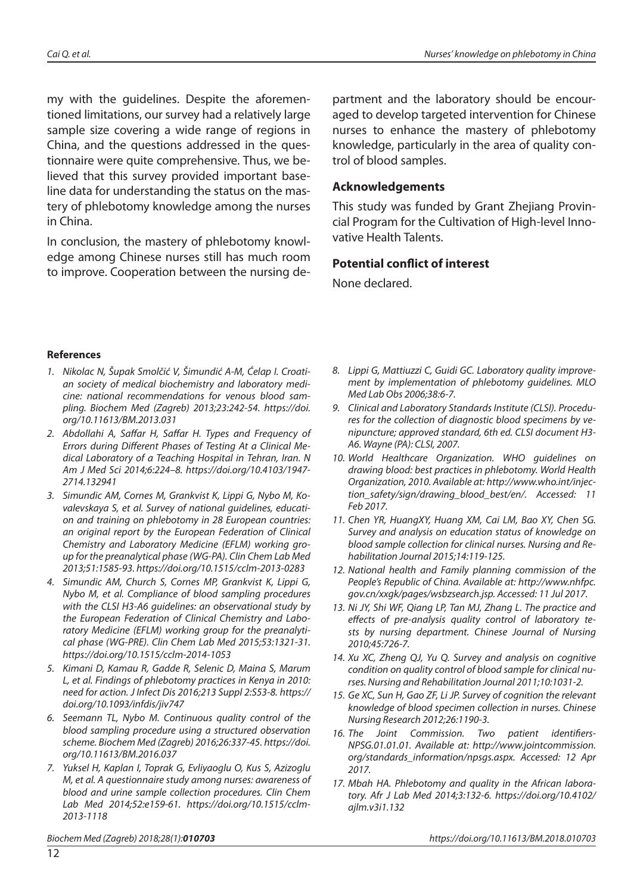my with the guidelines. Despite the aforementioned limitations, our survey had a relatively large sample size covering a wide range of regions in China, and the questions addressed in the questionnaire were quite comprehensive. Thus, we believed that this survey provided important baseline data for understanding the status on the mastery of phlebotomy knowledge among the nurses in China.

In conclusion, the mastery of phlebotomy knowledge among Chinese nurses still has much room to improve. Cooperation between the nursing department and the laboratory should be encouraged to develop targeted intervention for Chinese nurses to enhance the mastery of phlebotomy knowledge, particularly in the area of quality control of blood samples.

## Acknowledgements

This study was funded by Grant Zhejiang Provincial Program for the Cultivation of High-level Innovative Health Talents.

## Potential conflict of interest

None declared.

## References

1. *Nikolac N, Šupak Smolčić V, Šimundić A-M, Ćelap I. Croatian society of medical biochemistry and laboratory medicine: national recommendations for venous blood sampling. Biochem Med (Zagreb) 2013;23:242-54. https://doi.org/10.11613/BM.2013.031*
2. *Abdollahi A, Saffar H, Saffar H. Types and Frequency of Errors during Different Phases of Testing At a Clinical Medical Laboratory of a Teaching Hospital in Tehran, Iran. N Am J Med Sci 2014;6:224–8. https://doi.org/10.4103/1947-2714.132941*
3. *Simundic AM, Cornes M, Grankvist K, Lippi G, Nybo M, Kovalevskaya S, et al. Survey of national guidelines, education and training on phlebotomy in 28 European countries: an original report by the European Federation of Clinical Chemistry and Laboratory Medicine (EFLM) working group for the preanalytical phase (WG-PA). Clin Chem Lab Med 2013;51:1585-93. https://doi.org/10.1515/cclm-2013-0283*
4. *Simundic AM, Church S, Cornes MP, Grankvist K, Lippi G, Nybo M, et al. Compliance of blood sampling procedures with the CLSI H3-A6 guidelines: an observational study by the European Federation of Clinical Chemistry and Laboratory Medicine (EFLM) working group for the preanalytical phase (WG-PRE). Clin Chem Lab Med 2015;53:1321-31. https://doi.org/10.1515/cclm-2014-1053*
5. *Kimani D, Kamau R, Gadde R, Selenic D, Maina S, Marum L, et al. Findings of phlebotomy practices in Kenya in 2010: need for action. J Infect Dis 2016;213 Suppl 2:S53-8. https://doi.org/10.1093/infdis/jiv747*
6. *Seemann TL, Nybo M. Continuous quality control of the blood sampling procedure using a structured observation scheme. Biochem Med (Zagreb) 2016;26:337-45. https://doi.org/10.11613/BM.2016.037*
7. *Yuksel H, Kaplan I, Toprak G, Evliyaoglu O, Kus S, Azizoglu M, et al. A questionnaire study among nurses: awareness of blood and urine sample collection procedures. Clin Chem Lab Med 2014;52:e159-61. https://doi.org/10.1515/cclm-2013-1118*
8. *Lippi G, Mattiuzzi C, Guidi GC. Laboratory quality improvement by implementation of phlebotomy guidelines. MLO Med Lab Obs 2006;38:6-7.*
9. *Clinical and Laboratory Standards Institute (CLSI). Procedures for the collection of diagnostic blood specimens by venipuncture; approved standard, 6th ed. CLSI document H3-A6. Wayne (PA): CLSI, 2007.*
10. *World Healthcare Organization. WHO guidelines on drawing blood: best practices in phlebotomy. World Health Organization, 2010. Available at: http://www.who.int/injection_safety/sign/drawing_blood_best/en/. Accessed: 11 Feb 2017.*
11. *Chen YR, HuangXY, Huang XM, Cai LM, Bao XY, Chen SG. Survey and analysis on education status of knowledge on blood sample collection for clinical nurses. Nursing and Rehabilitation Journal 2015;14:119-125.*
12. *National health and Family planning commission of the People's Republic of China. Available at: http://www.nhfpc.gov.cn/xxgk/pages/wsbzsearch.jsp. Accessed: 11 Jul 2017.*
13. *Ni JY, Shi WF, Qiang LP, Tan MJ, Zhang L. The practice and effects of pre-analysis quality control of laboratory tests by nursing department. Chinese Journal of Nursing 2010;45:726-7.*
14. *Xu XC, Zheng QJ, Yu Q. Survey and analysis on cognitive condition on quality control of blood sample for clinical nurses. Nursing and Rehabilitation Journal 2011;10:1031-2.*
15. *Ge XC, Sun H, Gao ZF, Li JP. Survey of cognition the relevant knowledge of blood specimen collection in nurses. Chinese Nursing Research 2012;26:1190-3.*
16. *The Joint Commission. Two patient identifiers-NPSG.01.01.01. Available at: http://www.jointcommission.org/standards_information/npsgs.aspx. Accessed: 12 Apr 2017.*
17. *Mbah HA. Phlebotomy and quality in the African laboratory. Afr J Lab Med 2014;3:132-6. https://doi.org/10.4102/ajlm.v3i1.132*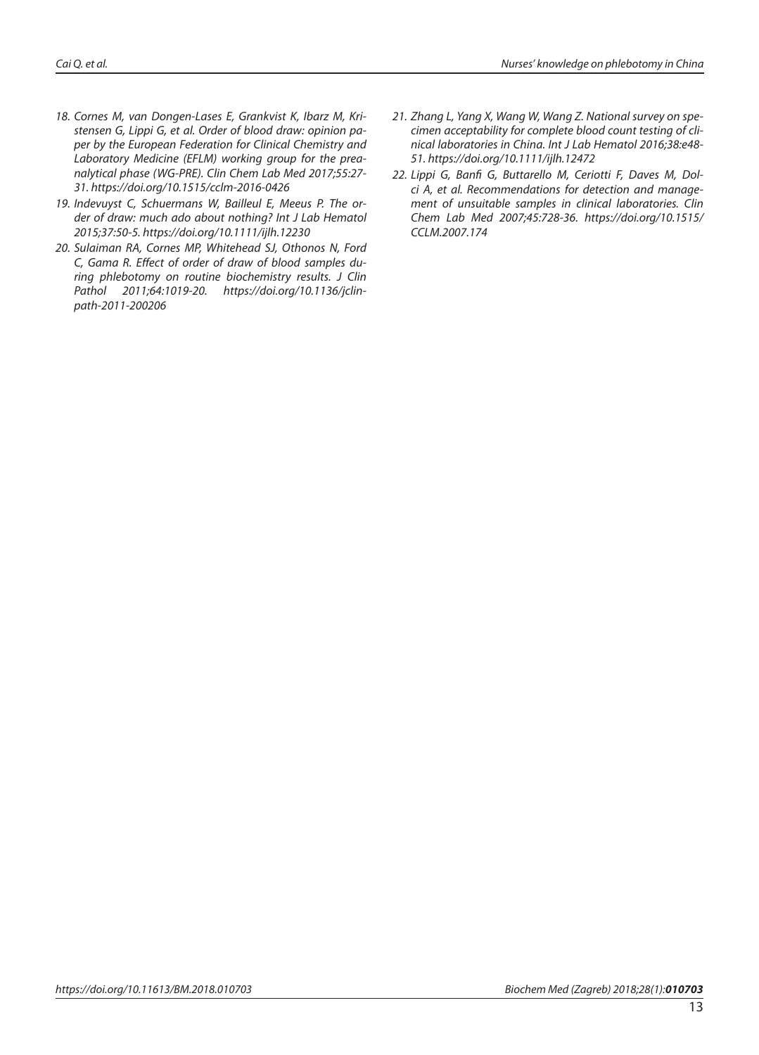18. Cornes M, van Dongen-Lases E, Grankvist K, Ibarz M, Kristensen G, Lippi G, et al. Order of blood draw: opinion paper by the European Federation for Clinical Chemistry and Laboratory Medicine (EFLM) working group for the preanalytical phase (WG-PRE). Clin Chem Lab Med 2017;55:27-31. https://doi.org/10.1515/cclm-2016-0426
19. Indevuyst C, Schuermans W, Bailleul E, Meeus P. The order of draw: much ado about nothing? Int J Lab Hematol 2015;37:50-5. https://doi.org/10.1111/ijlh.12230
20. Sulaiman RA, Cornes MP, Whitehead SJ, Othonos N, Ford C, Gama R. Effect of order of draw of blood samples during phlebotomy on routine biochemistry results. J Clin Pathol 2011;64:1019-20. https://doi.org/10.1136/jclinpath-2011-200206
21. Zhang L, Yang X, Wang W, Wang Z. National survey on specimen acceptability for complete blood count testing of clinical laboratories in China. Int J Lab Hematol 2016;38:e48-51. https://doi.org/10.1111/ijlh.12472
22. Lippi G, Banfi G, Buttarello M, Ceriotti F, Daves M, Dolci A, et al. Recommendations for detection and management of unsuitable samples in clinical laboratories. Clin Chem Lab Med 2007;45:728-36. https://doi.org/10.1515/CCLM.2007.174